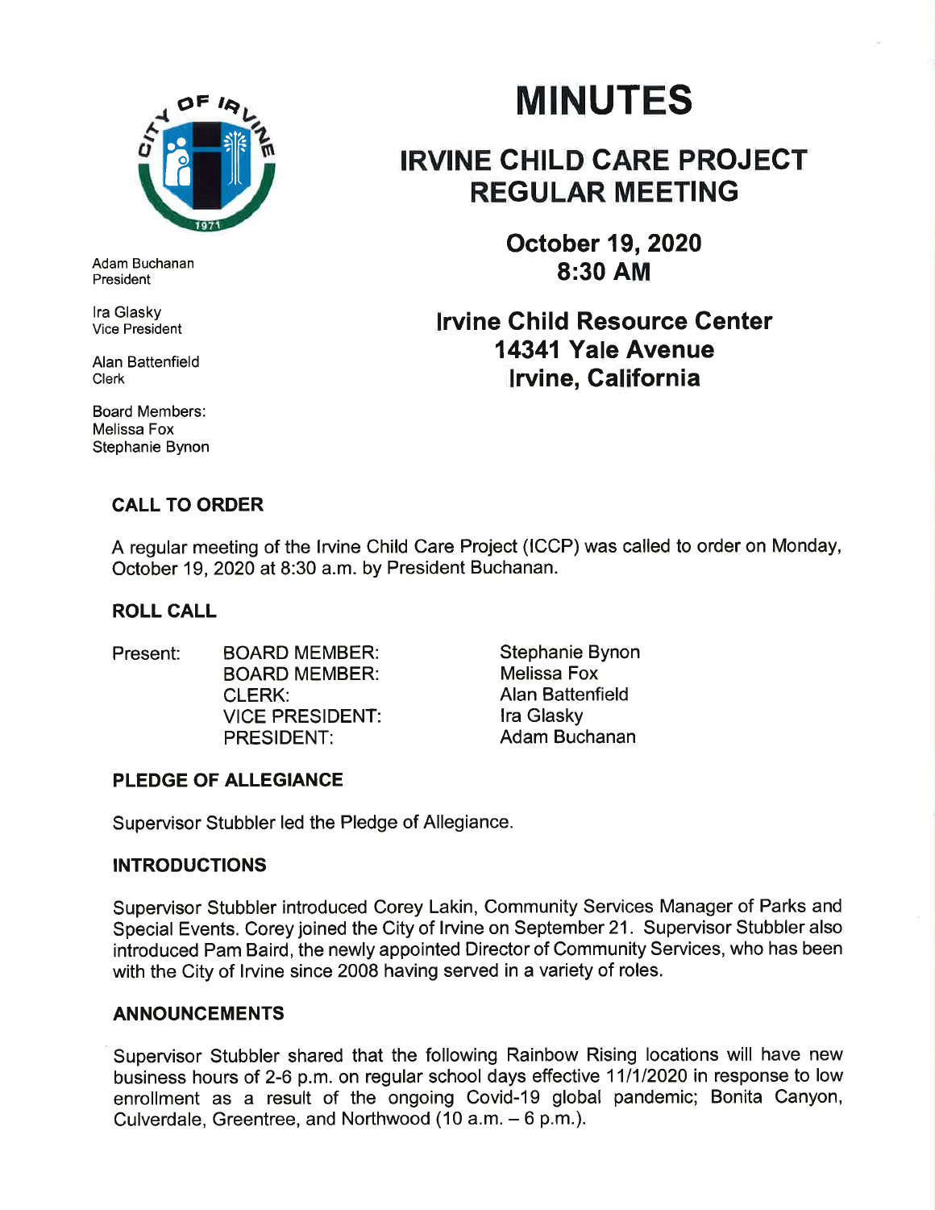Adam Buchanan
President

Ira Glasky
Vice President

Alan Battenfield
Clerk

Board Members:
Melissa Fox
Stephanie Bynon

# MINUTES

## IRVINE CHILD CARE PROJECT REGULAR MEETING

### October 19, 2020
### 8:30 AM

### Irvine Child Resource Center
### 14341 Yale Avenue
### Irvine, California

**CALL TO ORDER**

A regular meeting of the Irvine Child Care Project (ICCP) was called to order on Monday, October 19, 2020 at 8:30 a.m. by President Buchanan.

**ROLL CALL**

| Present: | BOARD MEMBER: | Stephanie Bynon |
| --- | --- | --- |
| | BOARD MEMBER: | Melissa Fox |
| | CLERK: | Alan Battenfield |
| | VICE PRESIDENT: | Ira Glasky |
| | PRESIDENT: | Adam Buchanan |

**PLEDGE OF ALLEGIANCE**

Supervisor Stubbler led the Pledge of Allegiance.

**INTRODUCTIONS**

Supervisor Stubbler introduced Corey Lakin, Community Services Manager of Parks and Special Events. Corey joined the City of Irvine on September 21. Supervisor Stubbler also introduced Pam Baird, the newly appointed Director of Community Services, who has been with the City of Irvine since 2008 having served in a variety of roles.

**ANNOUNCEMENTS**

Supervisor Stubbler shared that the following Rainbow Rising locations will have new business hours of 2-6 p.m. on regular school days effective 11/1/2020 in response to low enrollment as a result of the ongoing Covid-19 global pandemic; Bonita Canyon, Culverdale, Greentree, and Northwood (10 a.m. – 6 p.m.).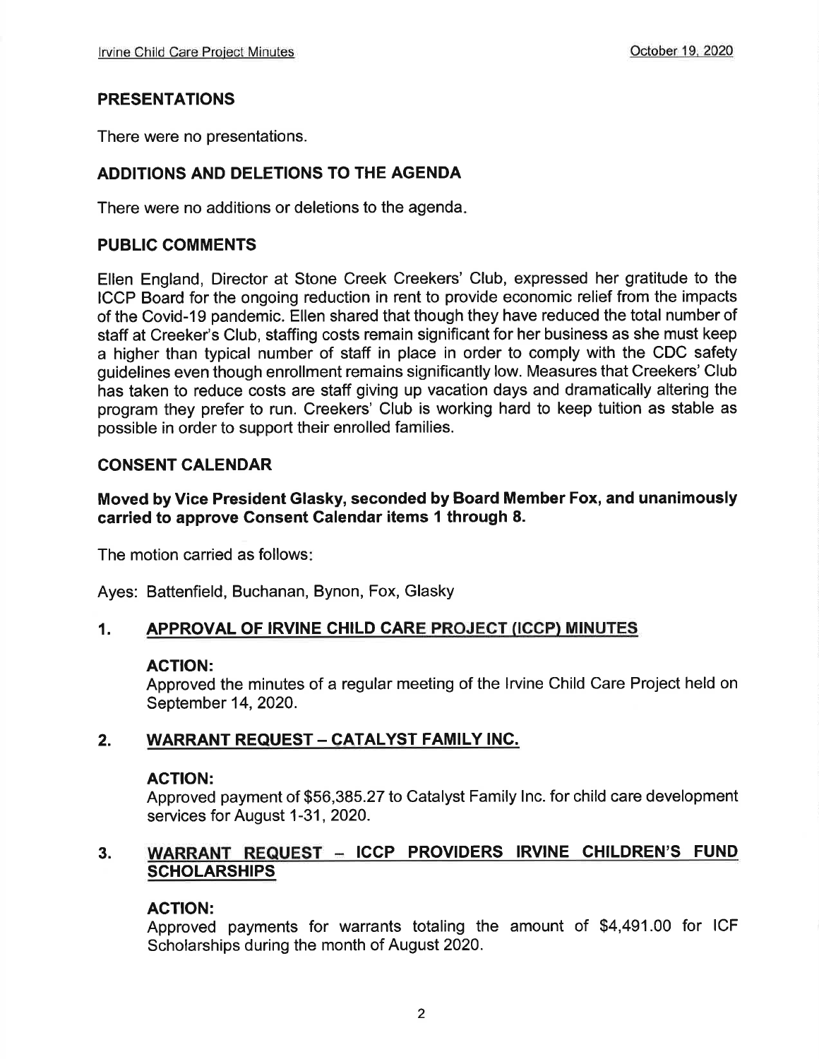## PRESENTATIONS

There were no presentations.

## ADDITIONS AND DELETIONS TO THE AGENDA

There were no additions or deletions to the agenda.

## PUBLIC COMMENTS

Ellen England, Director at Stone Creek Creekers' Club, expressed her gratitude to the ICCP Board for the ongoing reduction in rent to provide economic relief from the impacts of the Covid-19 pandemic. Ellen shared that though they have reduced the total number of staff at Creeker's Club, staffing costs remain significant for her business as she must keep a higher than typical number of staff in place in order to comply with the CDC safety guidelines even though enrollment remains significantly low. Measures that Creekers' Club has taken to reduce costs are staff giving up vacation days and dramatically altering the program they prefer to run. Creekers' Club is working hard to keep tuition as stable as possible in order to support their enrolled families.

## CONSENT CALENDAR

**Moved by Vice President Glasky, seconded by Board Member Fox, and unanimously carried to approve Consent Calendar items 1 through 8.**

The motion carried as follows:

Ayes: Battenfield, Buchanan, Bynon, Fox, Glasky

### 1. APPROVAL OF IRVINE CHILD CARE PROJECT (ICCP) MINUTES

**ACTION:**
Approved the minutes of a regular meeting of the Irvine Child Care Project held on September 14, 2020.

### 2. WARRANT REQUEST – CATALYST FAMILY INC.

**ACTION:**
Approved payment of $56,385.27 to Catalyst Family Inc. for child care development services for August 1-31, 2020.

### 3. WARRANT REQUEST – ICCP PROVIDERS IRVINE CHILDREN'S FUND SCHOLARSHIPS

**ACTION:**
Approved payments for warrants totaling the amount of $4,491.00 for ICF Scholarships during the month of August 2020.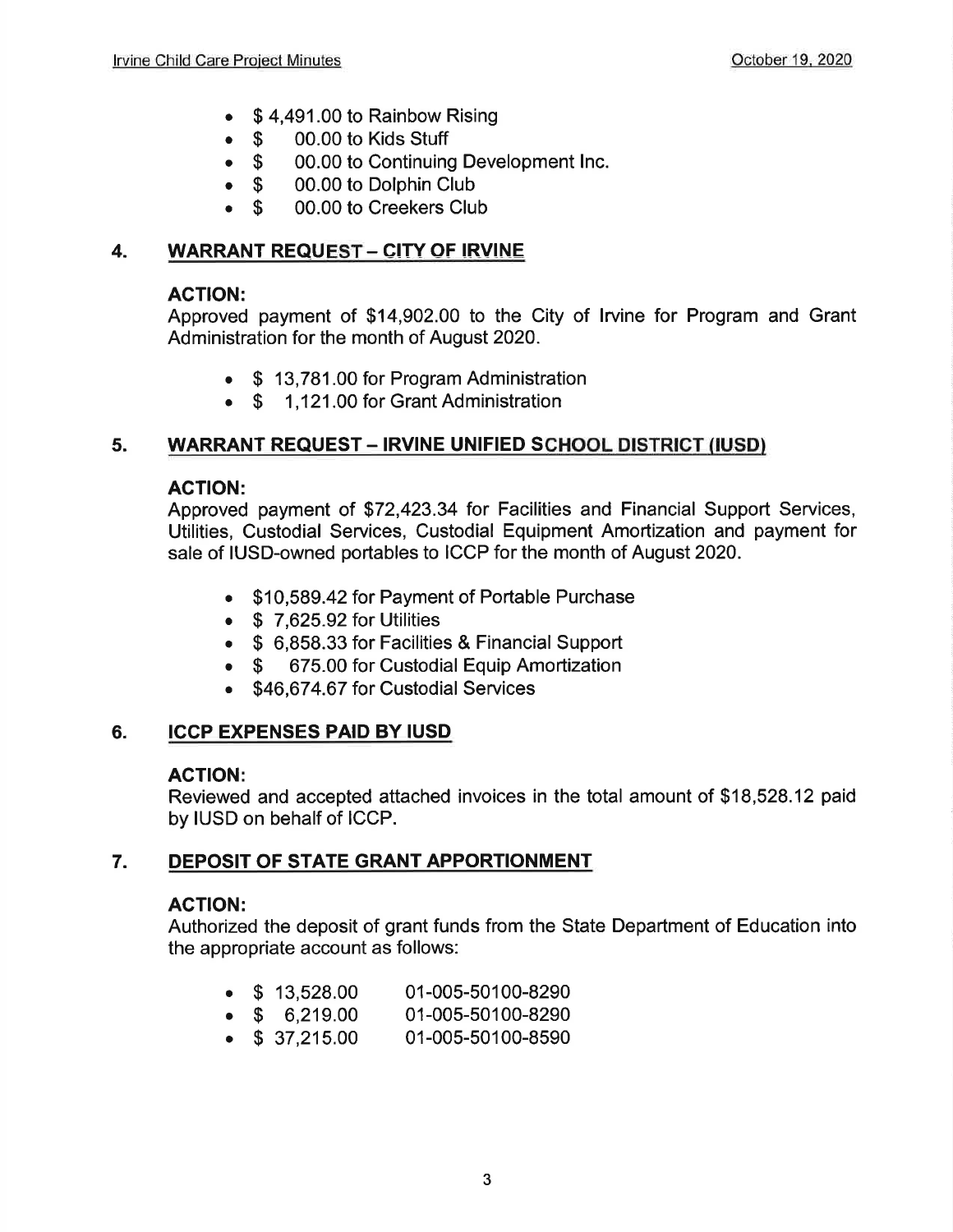- $ 4,491.00 to Rainbow Rising
- $ 00.00 to Kids Stuff
- $ 00.00 to Continuing Development Inc.
- $ 00.00 to Dolphin Club
- $ 00.00 to Creekers Club

## 4. WARRANT REQUEST – CITY OF IRVINE

**ACTION:**
Approved payment of $14,902.00 to the City of Irvine for Program and Grant Administration for the month of August 2020.

- $ 13,781.00 for Program Administration
- $ 1,121.00 for Grant Administration

## 5. WARRANT REQUEST – IRVINE UNIFIED SCHOOL DISTRICT (IUSD)

**ACTION:**
Approved payment of $72,423.34 for Facilities and Financial Support Services, Utilities, Custodial Services, Custodial Equipment Amortization and payment for sale of IUSD-owned portables to ICCP for the month of August 2020.

- $10,589.42 for Payment of Portable Purchase
- $ 7,625.92 for Utilities
- $ 6,858.33 for Facilities & Financial Support
- $ 675.00 for Custodial Equip Amortization
- $46,674.67 for Custodial Services

## 6. ICCP EXPENSES PAID BY IUSD

**ACTION:**
Reviewed and accepted attached invoices in the total amount of $18,528.12 paid by IUSD on behalf of ICCP.

## 7. DEPOSIT OF STATE GRANT APPORTIONMENT

**ACTION:**
Authorized the deposit of grant funds from the State Department of Education into the appropriate account as follows:

- $ 13,528.00 01-005-50100-8290
- $ 6,219.00 01-005-50100-8290
- $ 37,215.00 01-005-50100-8590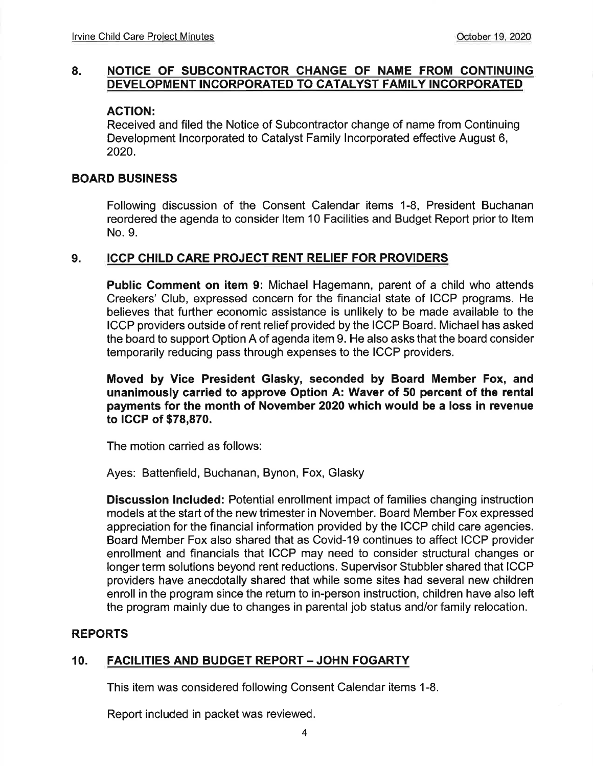## 8. NOTICE OF SUBCONTRACTOR CHANGE OF NAME FROM CONTINUING DEVELOPMENT INCORPORATED TO CATALYST FAMILY INCORPORATED

**ACTION:**
Received and filed the Notice of Subcontractor change of name from Continuing Development Incorporated to Catalyst Family Incorporated effective August 6, 2020.

## BOARD BUSINESS

Following discussion of the Consent Calendar items 1-8, President Buchanan reordered the agenda to consider Item 10 Facilities and Budget Report prior to Item No. 9.

## 9. ICCP CHILD CARE PROJECT RENT RELIEF FOR PROVIDERS

**Public Comment on item 9:** Michael Hagemann, parent of a child who attends Creekers' Club, expressed concern for the financial state of ICCP programs. He believes that further economic assistance is unlikely to be made available to the ICCP providers outside of rent relief provided by the ICCP Board. Michael has asked the board to support Option A of agenda item 9. He also asks that the board consider temporarily reducing pass through expenses to the ICCP providers.

**Moved by Vice President Glasky, seconded by Board Member Fox, and unanimously carried to approve Option A: Waver of 50 percent of the rental payments for the month of November 2020 which would be a loss in revenue to ICCP of $78,870.**

The motion carried as follows:

Ayes: Battenfield, Buchanan, Bynon, Fox, Glasky

**Discussion Included:** Potential enrollment impact of families changing instruction models at the start of the new trimester in November. Board Member Fox expressed appreciation for the financial information provided by the ICCP child care agencies. Board Member Fox also shared that as Covid-19 continues to affect ICCP provider enrollment and financials that ICCP may need to consider structural changes or longer term solutions beyond rent reductions. Supervisor Stubbler shared that ICCP providers have anecdotally shared that while some sites had several new children enroll in the program since the return to in-person instruction, children have also left the program mainly due to changes in parental job status and/or family relocation.

## REPORTS

## 10. FACILITIES AND BUDGET REPORT – JOHN FOGARTY

This item was considered following Consent Calendar items 1-8.

Report included in packet was reviewed.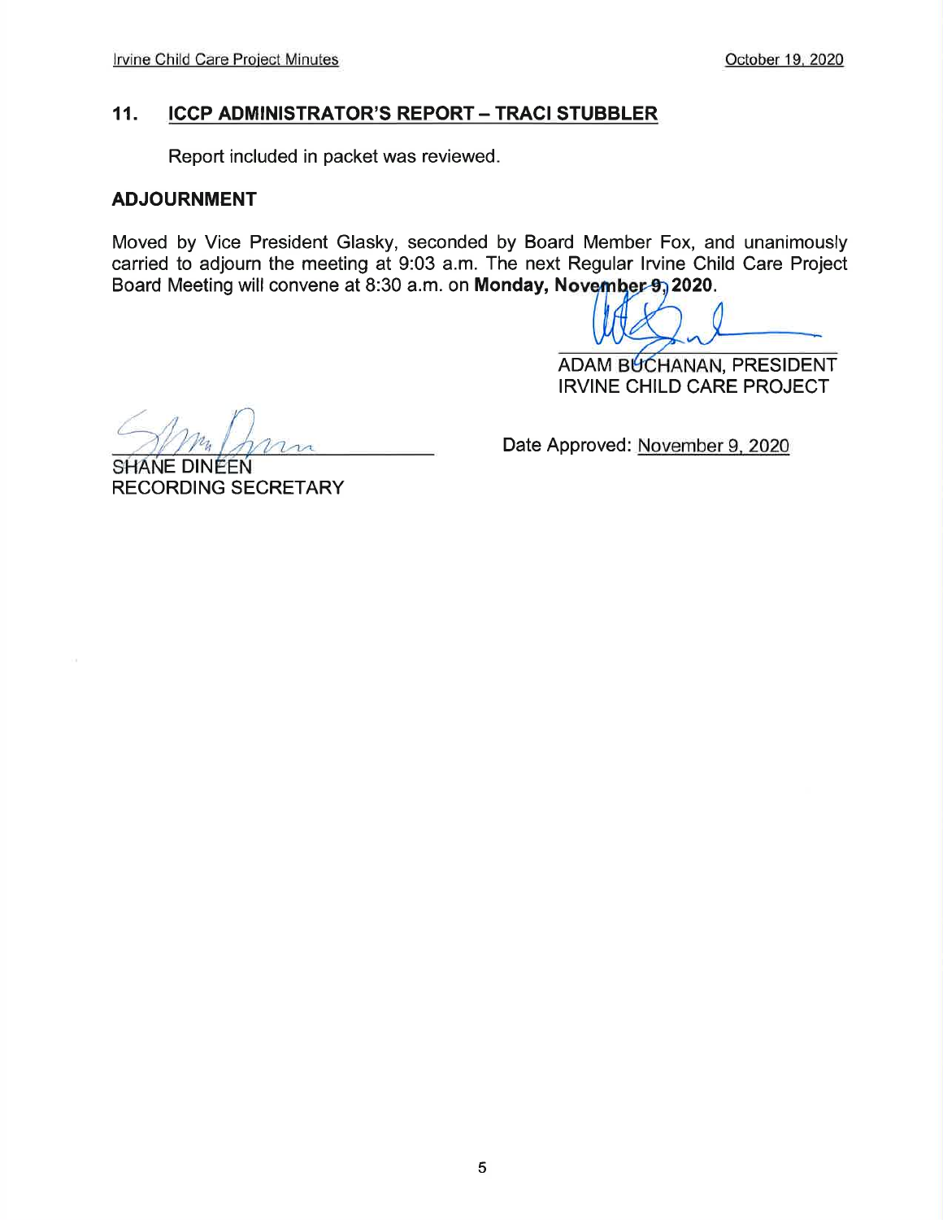## 11. ICCP ADMINISTRATOR'S REPORT – TRACI STUBBLER

Report included in packet was reviewed.

## ADJOURNMENT

Moved by Vice President Glasky, seconded by Board Member Fox, and unanimously carried to adjourn the meeting at 9:03 a.m. The next Regular Irvine Child Care Project Board Meeting will convene at 8:30 a.m. on **Monday, November 9, 2020**.

ADAM BUCHANAN, PRESIDENT
IRVINE CHILD CARE PROJECT

SHANE DINEEN
RECORDING SECRETARY

Date Approved: November 9, 2020